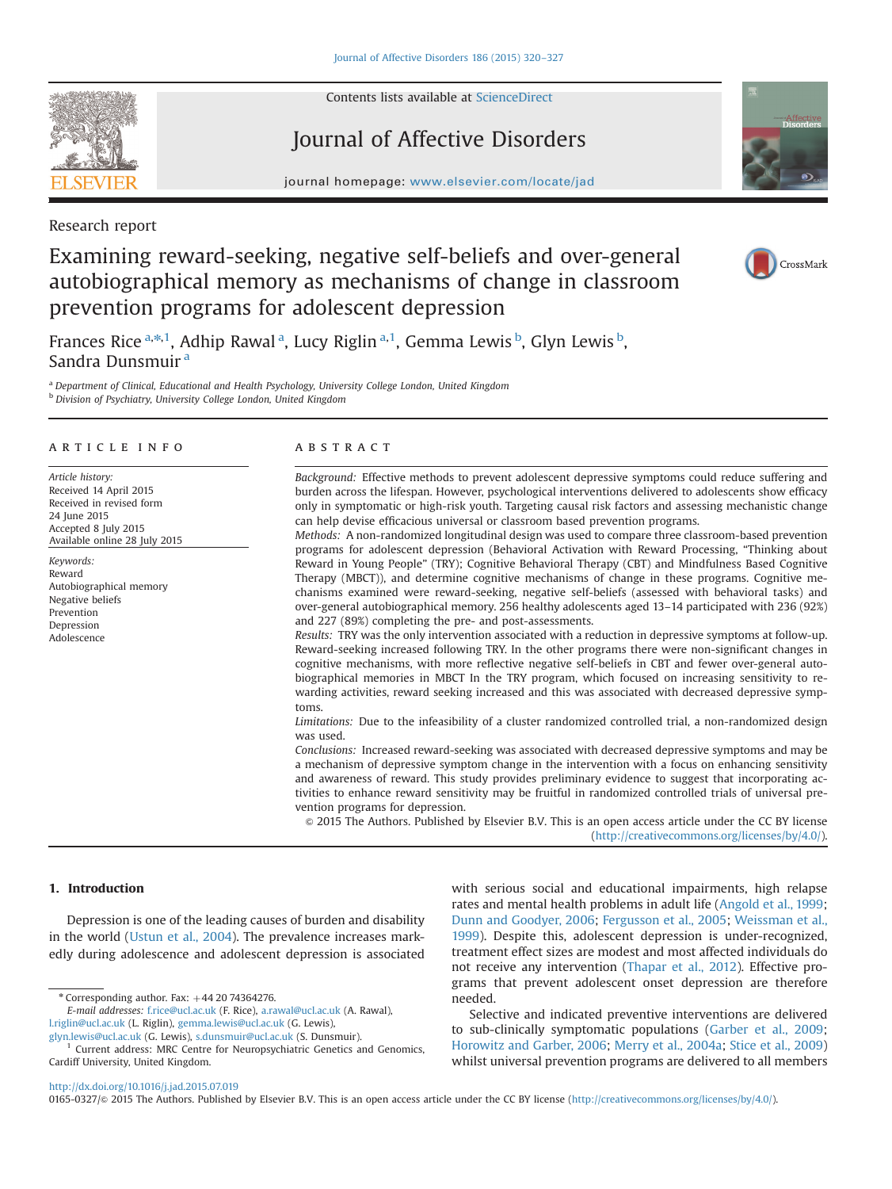Research report

# Examining reward-seeking, negative self-beliefs and over-general autobiographical memory as mechanisms of change in classroom prevention programs for adolescent depression

Frances Rice [a,*,1], Adhip Rawal [a], Lucy Riglin [a,1], Gemma Lewis [b], Glyn Lewis [b], Sandra Dunsmuir [a]

[a] Department of Clinical, Educational and Health Psychology, University College London, United Kingdom
[b] Division of Psychiatry, University College London, United Kingdom

## ARTICLE INFO

*Article history:*
Received 14 April 2015
Received in revised form
24 June 2015
Accepted 8 July 2015
Available online 28 July 2015

*Keywords:*
Reward
Autobiographical memory
Negative beliefs
Prevention
Depression
Adolescence

## ABSTRACT

*Background:* Effective methods to prevent adolescent depressive symptoms could reduce suffering and burden across the lifespan. However, psychological interventions delivered to adolescents show efficacy only in symptomatic or high-risk youth. Targeting causal risk factors and assessing mechanistic change can help devise efficacious universal or classroom based prevention programs.

*Methods:* A non-randomized longitudinal design was used to compare three classroom-based prevention programs for adolescent depression (Behavioral Activation with Reward Processing, "Thinking about Reward in Young People" (TRY); Cognitive Behavioral Therapy (CBT) and Mindfulness Based Cognitive Therapy (MBCT)), and determine cognitive mechanisms of change in these programs. Cognitive mechanisms examined were reward-seeking, negative self-beliefs (assessed with behavioral tasks) and over-general autobiographical memory. 256 healthy adolescents aged 13–14 participated with 236 (92%) and 227 (89%) completing the pre- and post-assessments.

*Results:* TRY was the only intervention associated with a reduction in depressive symptoms at follow-up. Reward-seeking increased following TRY. In the other programs there were non-significant changes in cognitive mechanisms, with more reflective negative self-beliefs in CBT and fewer over-general autobiographical memories in MBCT In the TRY program, which focused on increasing sensitivity to rewarding activities, reward seeking increased and this was associated with decreased depressive symptoms.

*Limitations:* Due to the infeasibility of a cluster randomized controlled trial, a non-randomized design was used.

*Conclusions:* Increased reward-seeking was associated with decreased depressive symptoms and may be a mechanism of depressive symptom change in the intervention with a focus on enhancing sensitivity and awareness of reward. This study provides preliminary evidence to suggest that incorporating activities to enhance reward sensitivity may be fruitful in randomized controlled trials of universal prevention programs for depression.

© 2015 The Authors. Published by Elsevier B.V. This is an open access article under the CC BY license (http://creativecommons.org/licenses/by/4.0/).

## 1. Introduction

Depression is one of the leading causes of burden and disability in the world (Ustun et al., 2004). The prevalence increases markedly during adolescence and adolescent depression is associated with serious social and educational impairments, high relapse rates and mental health problems in adult life (Angold et al., 1999; Dunn and Goodyer, 2006; Fergusson et al., 2005; Weissman et al., 1999). Despite this, adolescent depression is under-recognized, treatment effect sizes are modest and most affected individuals do not receive any intervention (Thapar et al., 2012). Effective programs that prevent adolescent onset depression are therefore needed.

Selective and indicated preventive interventions are delivered to sub-clinically symptomatic populations (Garber et al., 2009; Horowitz and Garber, 2006; Merry et al., 2004a; Stice et al., 2009) whilst universal prevention programs are delivered to all members

* Corresponding author. Fax: +44 20 74364276.
*E-mail addresses:* f.rice@ucl.ac.uk (F. Rice), a.rawal@ucl.ac.uk (A. Rawal), l.riglin@ucl.ac.uk (L. Riglin), gemma.lewis@ucl.ac.uk (G. Lewis), glyn.lewis@ucl.ac.uk (G. Lewis), s.dunsmuir@ucl.ac.uk (S. Dunsmuir).
[1] Current address: MRC Centre for Neuropsychiatric Genetics and Genomics, Cardiff University, United Kingdom.

http://dx.doi.org/10.1016/j.jad.2015.07.019
0165-0327/© 2015 The Authors. Published by Elsevier B.V. This is an open access article under the CC BY license (http://creativecommons.org/licenses/by/4.0/).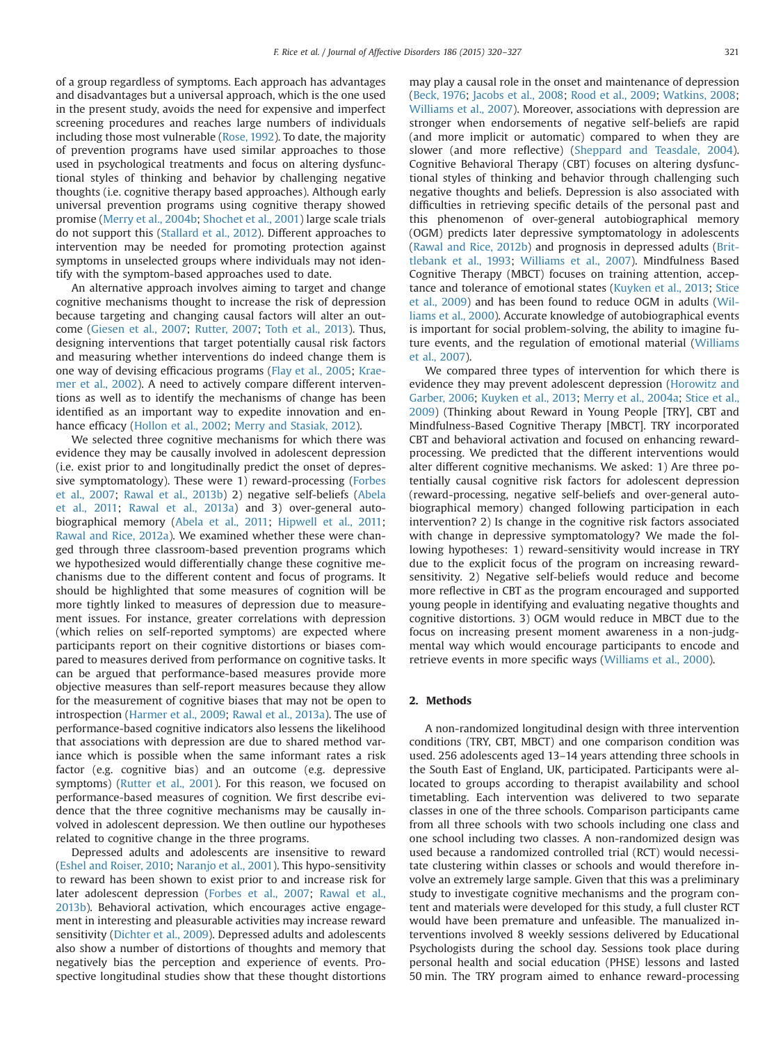of a group regardless of symptoms. Each approach has advantages and disadvantages but a universal approach, which is the one used in the present study, avoids the need for expensive and imperfect screening procedures and reaches large numbers of individuals including those most vulnerable (Rose, 1992). To date, the majority of prevention programs have used similar approaches to those used in psychological treatments and focus on altering dysfunctional styles of thinking and behavior by challenging negative thoughts (i.e. cognitive therapy based approaches). Although early universal prevention programs using cognitive therapy showed promise (Merry et al., 2004b; Shochet et al., 2001) large scale trials do not support this (Stallard et al., 2012). Different approaches to intervention may be needed for promoting protection against symptoms in unselected groups where individuals may not identify with the symptom-based approaches used to date.

An alternative approach involves aiming to target and change cognitive mechanisms thought to increase the risk of depression because targeting and changing causal factors will alter an outcome (Giesen et al., 2007; Rutter, 2007; Toth et al., 2013). Thus, designing interventions that target potentially causal risk factors and measuring whether interventions do indeed change them is one way of devising efficacious programs (Flay et al., 2005; Kraemer et al., 2002). A need to actively compare different interventions as well as to identify the mechanisms of change has been identified as an important way to expedite innovation and enhance efficacy (Hollon et al., 2002; Merry and Stasiak, 2012).

We selected three cognitive mechanisms for which there was evidence they may be causally involved in adolescent depression (i.e. exist prior to and longitudinally predict the onset of depressive symptomatology). These were 1) reward-processing (Forbes et al., 2007; Rawal et al., 2013b) 2) negative self-beliefs (Abela et al., 2011; Rawal et al., 2013a) and 3) over-general autobiographical memory (Abela et al., 2011; Hipwell et al., 2011; Rawal and Rice, 2012a). We examined whether these were changed through three classroom-based prevention programs which we hypothesized would differentially change these cognitive mechanisms due to the different content and focus of programs. It should be highlighted that some measures of cognition will be more tightly linked to measures of depression due to measurement issues. For instance, greater correlations with depression (which relies on self-reported symptoms) are expected where participants report on their cognitive distortions or biases compared to measures derived from performance on cognitive tasks. It can be argued that performance-based measures provide more objective measures than self-report measures because they allow for the measurement of cognitive biases that may not be open to introspection (Harmer et al., 2009; Rawal et al., 2013a). The use of performance-based cognitive indicators also lessens the likelihood that associations with depression are due to shared method variance which is possible when the same informant rates a risk factor (e.g. cognitive bias) and an outcome (e.g. depressive symptoms) (Rutter et al., 2001). For this reason, we focused on performance-based measures of cognition. We first describe evidence that the three cognitive mechanisms may be causally involved in adolescent depression. We then outline our hypotheses related to cognitive change in the three programs.

Depressed adults and adolescents are insensitive to reward (Eshel and Roiser, 2010; Naranjo et al., 2001). This hypo-sensitivity to reward has been shown to exist prior to and increase risk for later adolescent depression (Forbes et al., 2007; Rawal et al., 2013b). Behavioral activation, which encourages active engagement in interesting and pleasurable activities may increase reward sensitivity (Dichter et al., 2009). Depressed adults and adolescents also show a number of distortions of thoughts and memory that negatively bias the perception and experience of events. Prospective longitudinal studies show that these thought distortions may play a causal role in the onset and maintenance of depression (Beck, 1976; Jacobs et al., 2008; Rood et al., 2009; Watkins, 2008; Williams et al., 2007). Moreover, associations with depression are stronger when endorsements of negative self-beliefs are rapid (and more implicit or automatic) compared to when they are slower (and more reflective) (Sheppard and Teasdale, 2004). Cognitive Behavioral Therapy (CBT) focuses on altering dysfunctional styles of thinking and behavior through challenging such negative thoughts and beliefs. Depression is also associated with difficulties in retrieving specific details of the personal past and this phenomenon of over-general autobiographical memory (OGM) predicts later depressive symptomatology in adolescents (Rawal and Rice, 2012b) and prognosis in depressed adults (Brittlebank et al., 1993; Williams et al., 2007). Mindfulness Based Cognitive Therapy (MBCT) focuses on training attention, acceptance and tolerance of emotional states (Kuyken et al., 2013; Stice et al., 2009) and has been found to reduce OGM in adults (Williams et al., 2000). Accurate knowledge of autobiographical events is important for social problem-solving, the ability to imagine future events, and the regulation of emotional material (Williams et al., 2007).

We compared three types of intervention for which there is evidence they may prevent adolescent depression (Horowitz and Garber, 2006; Kuyken et al., 2013; Merry et al., 2004a; Stice et al., 2009) (Thinking about Reward in Young People [TRY], CBT and Mindfulness-Based Cognitive Therapy [MBCT]. TRY incorporated CBT and behavioral activation and focused on enhancing reward-processing. We predicted that the different interventions would alter different cognitive mechanisms. We asked: 1) Are three potentially causal cognitive risk factors for adolescent depression (reward-processing, negative self-beliefs and over-general autobiographical memory) changed following participation in each intervention? 2) Is change in the cognitive risk factors associated with change in depressive symptomatology? We made the following hypotheses: 1) reward-sensitivity would increase in TRY due to the explicit focus of the program on increasing reward-sensitivity. 2) Negative self-beliefs would reduce and become more reflective in CBT as the program encouraged and supported young people in identifying and evaluating negative thoughts and cognitive distortions. 3) OGM would reduce in MBCT due to the focus on increasing present moment awareness in a non-judgmental way which would encourage participants to encode and retrieve events in more specific ways (Williams et al., 2000).

## 2. Methods

A non-randomized longitudinal design with three intervention conditions (TRY, CBT, MBCT) and one comparison condition was used. 256 adolescents aged 13–14 years attending three schools in the South East of England, UK, participated. Participants were allocated to groups according to therapist availability and school timetabling. Each intervention was delivered to two separate classes in one of the three schools. Comparison participants came from all three schools with two schools including one class and one school including two classes. A non-randomized design was used because a randomized controlled trial (RCT) would necessitate clustering within classes or schools and would therefore involve an extremely large sample. Given that this was a preliminary study to investigate cognitive mechanisms and the program content and materials were developed for this study, a full cluster RCT would have been premature and unfeasible. The manualized interventions involved 8 weekly sessions delivered by Educational Psychologists during the school day. Sessions took place during personal health and social education (PHSE) lessons and lasted 50 min. The TRY program aimed to enhance reward-processing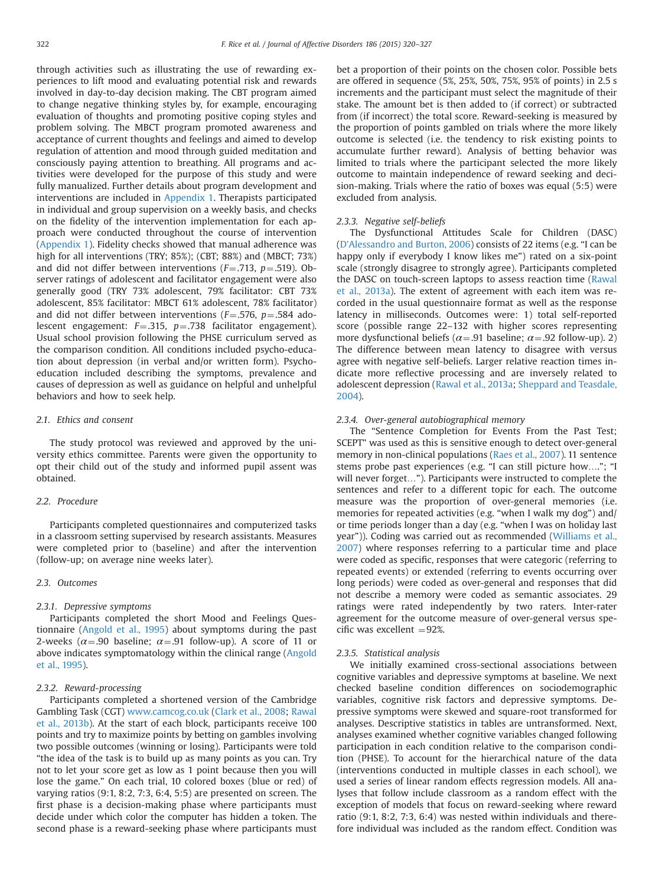through activities such as illustrating the use of rewarding experiences to lift mood and evaluating potential risk and rewards involved in day-to-day decision making. The CBT program aimed to change negative thinking styles by, for example, encouraging evaluation of thoughts and promoting positive coping styles and problem solving. The MBCT program promoted awareness and acceptance of current thoughts and feelings and aimed to develop regulation of attention and mood through guided meditation and consciously paying attention to breathing. All programs and activities were developed for the purpose of this study and were fully manualized. Further details about program development and interventions are included in Appendix 1. Therapists participated in individual and group supervision on a weekly basis, and checks on the fidelity of the intervention implementation for each approach were conducted throughout the course of intervention (Appendix 1). Fidelity checks showed that manual adherence was high for all interventions (TRY; 85%); (CBT; 88%) and (MBCT; 73%) and did not differ between interventions ($F=.713$, $p=.519$). Observer ratings of adolescent and facilitator engagement were also generally good (TRY 73% adolescent, 79% facilitator: CBT 73% adolescent, 85% facilitator: MBCT 61% adolescent, 78% facilitator) and did not differ between interventions ($F=.576$, $p=.584$ adolescent engagement: $F=.315$, $p=.738$ facilitator engagement). Usual school provision following the PHSE curriculum served as the comparison condition. All conditions included psycho-education about depression (in verbal and/or written form). Psychoeducation included describing the symptoms, prevalence and causes of depression as well as guidance on helpful and unhelpful behaviors and how to seek help.

### 2.1. Ethics and consent

The study protocol was reviewed and approved by the university ethics committee. Parents were given the opportunity to opt their child out of the study and informed pupil assent was obtained.

### 2.2. Procedure

Participants completed questionnaires and computerized tasks in a classroom setting supervised by research assistants. Measures were completed prior to (baseline) and after the intervention (follow-up; on average nine weeks later).

### 2.3. Outcomes

#### 2.3.1. Depressive symptoms

Participants completed the short Mood and Feelings Questionnaire (Angold et al., 1995) about symptoms during the past 2-weeks ($\alpha=.90$ baseline; $\alpha=.91$ follow-up). A score of 11 or above indicates symptomatology within the clinical range (Angold et al., 1995).

#### 2.3.2. Reward-processing

Participants completed a shortened version of the Cambridge Gambling Task (CGT) www.camcog.co.uk (Clark et al., 2008; Rawal et al., 2013b). At the start of each block, participants receive 100 points and try to maximize points by betting on gambles involving two possible outcomes (winning or losing). Participants were told "the idea of the task is to build up as many points as you can. Try not to let your score get as low as 1 point because then you will lose the game." On each trial, 10 colored boxes (blue or red) of varying ratios (9:1, 8:2, 7:3, 6:4, 5:5) are presented on screen. The first phase is a decision-making phase where participants must decide under which color the computer has hidden a token. The second phase is a reward-seeking phase where participants must bet a proportion of their points on the chosen color. Possible bets are offered in sequence (5%, 25%, 50%, 75%, 95% of points) in 2.5 s increments and the participant must select the magnitude of their stake. The amount bet is then added to (if correct) or subtracted from (if incorrect) the total score. Reward-seeking is measured by the proportion of points gambled on trials where the more likely outcome is selected (i.e. the tendency to risk existing points to accumulate further reward). Analysis of betting behavior was limited to trials where the participant selected the more likely outcome to maintain independence of reward seeking and decision-making. Trials where the ratio of boxes was equal (5:5) were excluded from analysis.

#### 2.3.3. Negative self-beliefs

The Dysfunctional Attitudes Scale for Children (DASC) (D'Alessandro and Burton, 2006) consists of 22 items (e.g. "I can be happy only if everybody I know likes me") rated on a six-point scale (strongly disagree to strongly agree). Participants completed the DASC on touch-screen laptops to assess reaction time (Rawal et al., 2013a). The extent of agreement with each item was recorded in the usual questionnaire format as well as the response latency in milliseconds. Outcomes were: 1) total self-reported score (possible range 22–132 with higher scores representing more dysfunctional beliefs ($\alpha=.91$ baseline; $\alpha=.92$ follow-up). 2) The difference between mean latency to disagree with versus agree with negative self-beliefs. Larger relative reaction times indicate more reflective processing and are inversely related to adolescent depression (Rawal et al., 2013a; Sheppard and Teasdale, 2004).

#### 2.3.4. Over-general autobiographical memory

The "Sentence Completion for Events From the Past Test; SCEPT" was used as this is sensitive enough to detect over-general memory in non-clinical populations (Raes et al., 2007). 11 sentence stems probe past experiences (e.g. "I can still picture how…."; "I will never forget…"). Participants were instructed to complete the sentences and refer to a different topic for each. The outcome measure was the proportion of over-general memories (i.e. memories for repeated activities (e.g. "when I walk my dog") and/or time periods longer than a day (e.g. "when I was on holiday last year")). Coding was carried out as recommended (Williams et al., 2007) where responses referring to a particular time and place were coded as specific, responses that were categoric (referring to repeated events) or extended (referring to events occurring over long periods) were coded as over-general and responses that did not describe a memory were coded as semantic associates. 29 ratings were rated independently by two raters. Inter-rater agreement for the outcome measure of over-general versus specific was excellent =92%.

#### 2.3.5. Statistical analysis

We initially examined cross-sectional associations between cognitive variables and depressive symptoms at baseline. We next checked baseline condition differences on sociodemographic variables, cognitive risk factors and depressive symptoms. Depressive symptoms were skewed and square-root transformed for analyses. Descriptive statistics in tables are untransformed. Next, analyses examined whether cognitive variables changed following participation in each condition relative to the comparison condition (PHSE). To account for the hierarchical nature of the data (interventions conducted in multiple classes in each school), we used a series of linear random effects regression models. All analyses that follow include classroom as a random effect with the exception of models that focus on reward-seeking where reward ratio (9:1, 8:2, 7:3, 6:4) was nested within individuals and therefore individual was included as the random effect. Condition was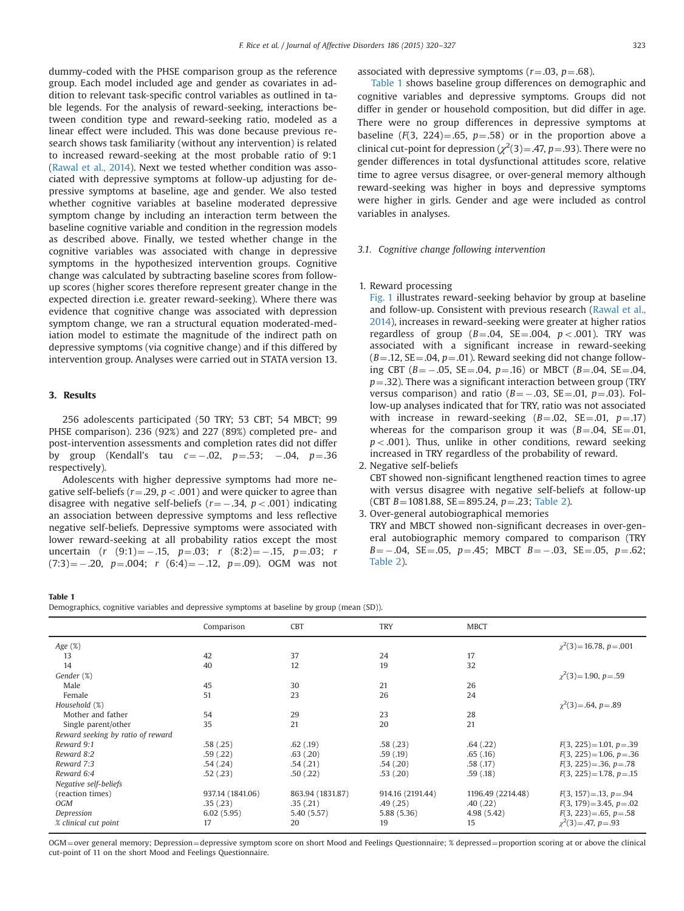dummy-coded with the PHSE comparison group as the reference group. Each model included age and gender as covariates in addition to relevant task-specific control variables as outlined in table legends. For the analysis of reward-seeking, interactions between condition type and reward-seeking ratio, modeled as a linear effect were included. This was done because previous research shows task familiarity (without any intervention) is related to increased reward-seeking at the most probable ratio of 9:1 (Rawal et al., 2014). Next we tested whether condition was associated with depressive symptoms at follow-up adjusting for depressive symptoms at baseline, age and gender. We also tested whether cognitive variables at baseline moderated depressive symptom change by including an interaction term between the baseline cognitive variable and condition in the regression models as described above. Finally, we tested whether change in the cognitive variables was associated with change in depressive symptoms in the hypothesized intervention groups. Cognitive change was calculated by subtracting baseline scores from follow-up scores (higher scores therefore represent greater change in the expected direction i.e. greater reward-seeking). Where there was evidence that cognitive change was associated with depression symptom change, we ran a structural equation moderated-mediation model to estimate the magnitude of the indirect path on depressive symptoms (via cognitive change) and if this differed by intervention group. Analyses were carried out in STATA version 13.

## 3. Results

256 adolescents participated (50 TRY; 53 CBT; 54 MBCT; 99 PHSE comparison). 236 (92%) and 227 (89%) completed pre- and post-intervention assessments and completion rates did not differ by group (Kendall's tau $c=-.02$, $p=.53$; $-.04$, $p=.36$ respectively).

Adolescents with higher depressive symptoms had more negative self-beliefs ($r=.29$, $p<.001$) and were quicker to agree than disagree with negative self-beliefs ($r=-.34$, $p<.001$) indicating an association between depressive symptoms and less reflective negative self-beliefs. Depressive symptoms were associated with lower reward-seeking at all probability ratios except the most uncertain ($r$ (9:1)$=-.15$, $p=.03$; $r$ (8:2)$=-.15$, $p=.03$; $r$ (7:3)$=-.20$, $p=.004$; $r$ (6:4)$=-.12$, $p=.09$). OGM was not associated with depressive symptoms ($r=.03$, $p=.68$).

Table 1 shows baseline group differences on demographic and cognitive variables and depressive symptoms. Groups did not differ in gender or household composition, but did differ in age. There were no group differences in depressive symptoms at baseline ($F(3, 224)=.65$, $p=.58$) or in the proportion above a clinical cut-point for depression ($\chi^2(3)=.47$, $p=.93$). There were no gender differences in total dysfunctional attitudes score, relative time to agree versus disagree, or over-general memory although reward-seeking was higher in boys and depressive symptoms were higher in girls. Gender and age were included as control variables in analyses.

### 3.1. Cognitive change following intervention

1. Reward processing
   Fig. 1 illustrates reward-seeking behavior by group at baseline and follow-up. Consistent with previous research (Rawal et al., 2014), increases in reward-seeking were greater at higher ratios regardless of group ($B=.04$, SE$=.004$, $p<.001$). TRY was associated with a significant increase in reward-seeking ($B=.12$, SE$=.04$, $p=.01$). Reward seeking did not change following CBT ($B=-.05$, SE$=.04$, $p=.16$) or MBCT ($B=.04$, SE$=.04$, $p=.32$). There was a significant interaction between group (TRY versus comparison) and ratio ($B=-.03$, SE$=.01$, $p=.03$). Follow-up analyses indicated that for TRY, ratio was not associated with increase in reward-seeking ($B=.02$, SE$=.01$, $p=.17$) whereas for the comparison group it was ($B=.04$, SE$=.01$, $p<.001$). Thus, unlike in other conditions, reward seeking increased in TRY regardless of the probability of reward.
2. Negative self-beliefs
   CBT showed non-significant lengthened reaction times to agree with versus disagree with negative self-beliefs at follow-up (CBT $B=1081.88$, SE$=895.24$, $p=.23$; Table 2).
3. Over-general autobiographical memories
   TRY and MBCT showed non-significant decreases in over-general autobiographical memory compared to comparison (TRY $B=-.04$, SE$=.05$, $p=.45$; MBCT $B=-.03$, SE$=.05$, $p=.62$; Table 2).

**Table 1**
Demographics, cognitive variables and depressive symptoms at baseline by group (mean (SD)).

| | Comparison | CBT | TRY | MBCT | |
|---|---|---|---|---|---|
| *Age* (%) | | | | | $\chi^2(3)=16.78$, $p=.001$ |
| 13 | 42 | 37 | 24 | 17 | |
| 14 | 40 | 12 | 19 | 32 | |
| *Gender* (%) | | | | | $\chi^2(3)=1.90$, $p=.59$ |
| Male | 45 | 30 | 21 | 26 | |
| Female | 51 | 23 | 26 | 24 | |
| *Household* (%) | | | | | $\chi^2(3)=.64$, $p=.89$ |
| Mother and father | 54 | 29 | 23 | 28 | |
| Single parent/other | 35 | 21 | 20 | 21 | |
| *Reward seeking by ratio of reward* | | | | | |
| *Reward 9:1* | .58 (.25) | .62 (.19) | .58 (.23) | .64 (.22) | $F(3, 225)=1.01$, $p=.39$ |
| *Reward 8:2* | .59 (.22) | .63 (.20) | .59 (.19) | .65 (.16) | $F(3, 225)=1.06$, $p=.36$ |
| *Reward 7:3* | .54 (.24) | .54 (.21) | .54 (.20) | .58 (.17) | $F(3, 225)=.36$, $p=.78$ |
| *Reward 6:4* | .52 (.23) | .50 (.22) | .53 (.20) | .59 (.18) | $F(3, 225)=1.78$, $p=.15$ |
| *Negative self-beliefs* | | | | | |
| (reaction times) | 937.14 (1841.06) | 863.94 (1831.87) | 914.16 (2191.44) | 1196.49 (2214.48) | $F(3, 157)=.13$, $p=.94$ |
| *OGM* | .35 (.23) | .35 (.21) | .49 (.25) | .40 (.22) | $F(3, 179)=3.45$, $p=.02$ |
| *Depression* | 6.02 (5.95) | 5.40 (5.57) | 5.88 (5.36) | 4.98 (5.42) | $F(3, 223)=.65$, $p=.58$ |
| *% clinical cut point* | 17 | 20 | 19 | 15 | $\chi^2(3)=.47$, $p=.93$ |

OGM=over general memory; Depression=depressive symptom score on short Mood and Feelings Questionnaire; % depressed=proportion scoring at or above the clinical cut-point of 11 on the short Mood and Feelings Questionnaire.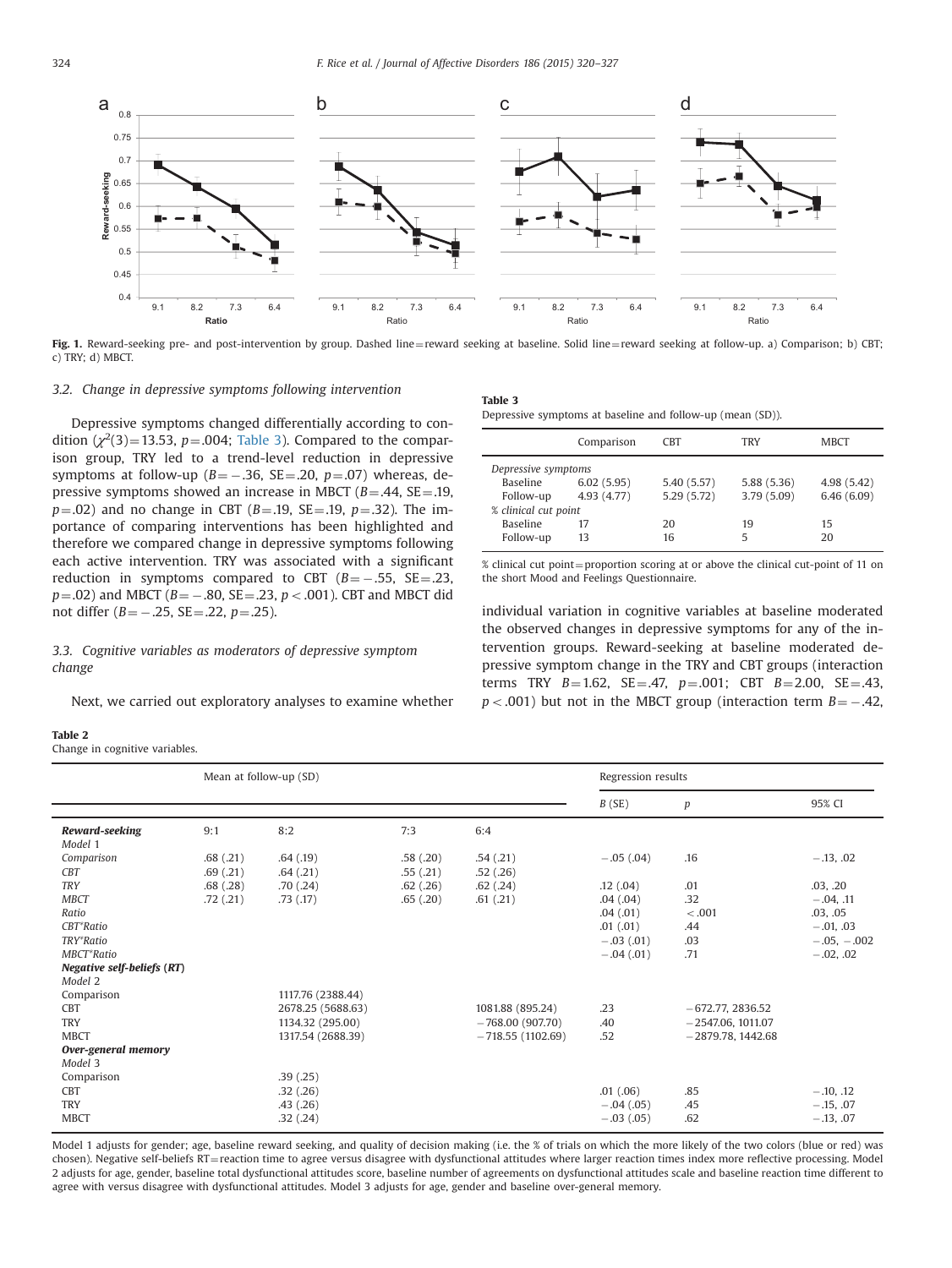Fig. 1. Reward-seeking pre- and post-intervention by group. Dashed line = reward seeking at baseline. Solid line = reward seeking at follow-up. a) Comparison; b) CBT; c) TRY; d) MBCT.

### 3.2. Change in depressive symptoms following intervention

Depressive symptoms changed differentially according to condition ($\chi^2(3) = 13.53$, $p = .004$; Table 3). Compared to the comparison group, TRY led to a trend-level reduction in depressive symptoms at follow-up ($B = -.36$, $SE = .20$, $p = .07$) whereas, depressive symptoms showed an increase in MBCT ($B = .44$, $SE = .19$, $p = .02$) and no change in CBT ($B = .19$, $SE = .19$, $p = .32$). The importance of comparing interventions has been highlighted and therefore we compared change in depressive symptoms following each active intervention. TRY was associated with a significant reduction in symptoms compared to CBT ($B = -.55$, $SE = .23$, $p = .02$) and MBCT ($B = -.80$, $SE = .23$, $p < .001$). CBT and MBCT did not differ ($B = -.25$, $SE = .22$, $p = .25$).

### 3.3. Cognitive variables as moderators of depressive symptom change

Next, we carried out exploratory analyses to examine whether individual variation in cognitive variables at baseline moderated the observed changes in depressive symptoms for any of the intervention groups. Reward-seeking at baseline moderated depressive symptom change in the TRY and CBT groups (interaction terms TRY $B = 1.62$, $SE = .47$, $p = .001$; CBT $B = 2.00$, $SE = .43$, $p < .001$) but not in the MBCT group (interaction term $B = -.42$,

**Table 3**
Depressive symptoms at baseline and follow-up (mean (SD)).

| | Comparison | CBT | TRY | MBCT |
|---|---|---|---|---|
| *Depressive symptoms* | | | | |
| Baseline | 6.02 (5.95) | 5.40 (5.57) | 5.88 (5.36) | 4.98 (5.42) |
| Follow-up | 4.93 (4.77) | 5.29 (5.72) | 3.79 (5.09) | 6.46 (6.09) |
| *% clinical cut point* | | | | |
| Baseline | 17 | 20 | 19 | 15 |
| Follow-up | 13 | 16 | 5 | 20 |

% clinical cut point = proportion scoring at or above the clinical cut-point of 11 on the short Mood and Feelings Questionnaire.

**Table 2**
Change in cognitive variables.

| | Mean at follow-up (SD) | | | | Regression results | | |
|---|---|---|---|---|---|---|---|
| | | | | | *B* (SE) | *p* | 95% CI |
| ***Reward-seeking*** | 9:1 | 8:2 | 7:3 | 6:4 | | | |
| *Model 1* | | | | | | | |
| *Comparison* | .68 (.21) | .64 (.19) | .58 (.20) | .54 (.21) | −.05 (.04) | .16 | −.13, .02 |
| *CBT* | .69 (.21) | .64 (.21) | .55 (.21) | .52 (.26) | | | |
| *TRY* | .68 (.28) | .70 (.24) | .62 (.26) | .62 (.24) | .12 (.04) | .01 | .03, .20 |
| *MBCT* | .72 (.21) | .73 (.17) | .65 (.20) | .61 (.21) | .04 (.04) | .32 | −.04, .11 |
| *Ratio* | | | | | .04 (.01) | < .001 | .03, .05 |
| *CBT\*Ratio* | | | | | .01 (.01) | .44 | −.01, .03 |
| *TRY\*Ratio* | | | | | −.03 (.01) | .03 | −.05, −.002 |
| *MBCT\*Ratio* | | | | | −.04 (.01) | .71 | −.02, .02 |
| ***Negative self-beliefs (RT)*** | | | | | | | |
| *Model 2* | | | | | | | |
| Comparison | | 1117.76 (2388.44) | | | | | |
| CBT | | 2678.25 (5688.63) | | 1081.88 (895.24) | .23 | −672.77, 2836.52 | |
| TRY | | 1134.32 (295.00) | | −768.00 (907.70) | .40 | −2547.06, 1011.07 | |
| MBCT | | 1317.54 (2688.39) | | −718.55 (1102.69) | .52 | −2879.78, 1442.68 | |
| ***Over-general memory*** | | | | | | | |
| *Model 3* | | | | | | | |
| Comparison | | .39 (.25) | | | | | |
| CBT | | .32 (.26) | | | .01 (.06) | .85 | −.10, .12 |
| TRY | | .43 (.26) | | | −.04 (.05) | .45 | −.15, .07 |
| MBCT | | .32 (.24) | | | −.03 (.05) | .62 | −.13, .07 |

Model 1 adjusts for gender; age, baseline reward seeking, and quality of decision making (i.e. the % of trials on which the more likely of the two colors (blue or red) was chosen). Negative self-beliefs RT = reaction time to agree versus disagree with dysfunctional attitudes where larger reaction times index more reflective processing. Model 2 adjusts for age, gender, baseline total dysfunctional attitudes score, baseline number of agreements on dysfunctional attitudes scale and baseline reaction time different to agree with versus disagree with dysfunctional attitudes. Model 3 adjusts for age, gender and baseline over-general memory.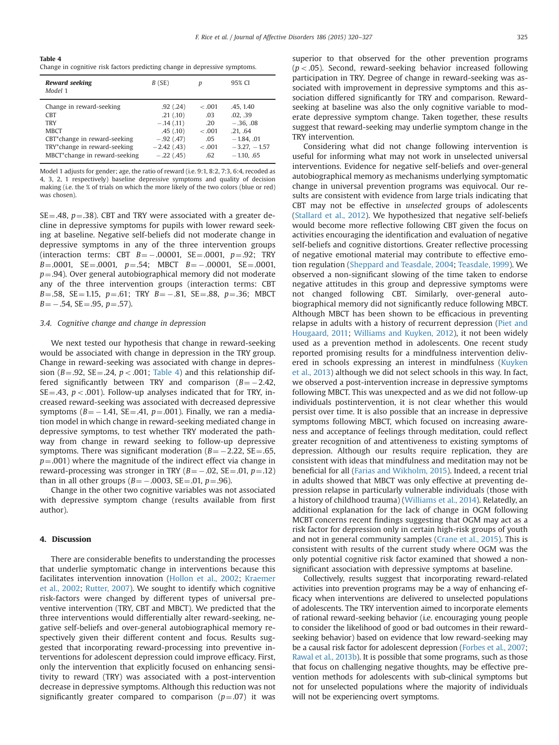**Table 4**
Change in cognitive risk factors predicting change in depressive symptoms.

| ***Reward seeking*** *Model 1* | *B* (SE) | *p* | 95% CI |
|---|---|---|---|
| Change in reward-seeking | .92 (.24) | <.001 | .45, 1.40 |
| CBT | .21 (.10) | .03 | .02, .39 |
| TRY | −.14 (.11) | .20 | −.36, .08 |
| MBCT | .45 (.10) | <.001 | .21, .64 |
| CBT*change in reward-seeking | −.92 (.47) | .05 | −1.84, .01 |
| TRY*change in reward-seeking | −2.42 (.43) | <.001 | −3.27, −1.57 |
| MBCT*change in reward-seeking | −.22 (.45) | .62 | −1.10, .65 |

Model 1 adjusts for gender; age, the ratio of reward (i.e. 9:1, 8:2, 7:3, 6:4, recoded as 4, 3, 2, 1 respectively) baseline depressive symptoms and quality of decision making (i.e. the % of trials on which the more likely of the two colors (blue or red) was chosen).

SE=.48, $p$=.38). CBT and TRY were associated with a greater decline in depressive symptoms for pupils with lower reward seeking at baseline. Negative self-beliefs did not moderate change in depressive symptoms in any of the three intervention groups (interaction terms: CBT $B=-.00001$, SE=.0001, $p$=.92; TRY $B$=.0001, SE=.0001, $p$=.54; MBCT $B=-.00001$, SE=.0001, $p$=.94). Over general autobiographical memory did not moderate any of the three intervention groups (interaction terms: CBT $B$=.58, SE=1.15, $p$=.61; TRY $B=-.81$, SE=.88, $p$=.36; MBCT $B=-.54$, SE=.95, $p$=.57).

### 3.4. Cognitive change and change in depression

We next tested our hypothesis that change in reward-seeking would be associated with change in depression in the TRY group. Change in reward-seeking was associated with change in depression ($B$=.92, SE=.24, $p<.001$; Table 4) and this relationship differed significantly between TRY and comparison ($B=-2.42$, SE=.43, $p<.001$). Follow-up analyses indicated that for TRY, increased reward-seeking was associated with decreased depressive symptoms ($B=-1.41$, SE=.41, $p$=.001). Finally, we ran a mediation model in which change in reward-seeking mediated change in depressive symptoms, to test whether TRY moderated the pathway from change in reward seeking to follow-up depressive symptoms. There was significant moderation ($B=-2.22$, SE=.65, $p$=.001) where the magnitude of the indirect effect via change in reward-processing was stronger in TRY ($B=-.02$, SE=.01, $p$=.12) than in all other groups ($B=-.0003$, SE=.01, $p$=.96).

Change in the other two cognitive variables was not associated with depressive symptom change (results available from first author).

## 4. Discussion

There are considerable benefits to understanding the processes that underlie symptomatic change in interventions because this facilitates intervention innovation (Hollon et al., 2002; Kraemer et al., 2002; Rutter, 2007). We sought to identify which cognitive risk-factors were changed by different types of universal preventive intervention (TRY, CBT and MBCT). We predicted that the three interventions would differentially alter reward-seeking, negative self-beliefs and over-general autobiographical memory respectively given their different content and focus. Results suggested that incorporating reward-processing into preventive interventions for adolescent depression could improve efficacy. First, only the intervention that explicitly focused on enhancing sensitivity to reward (TRY) was associated with a post-intervention decrease in depressive symptoms. Although this reduction was not significantly greater compared to comparison ($p$=.07) it was superior to that observed for the other prevention programs ($p<.05$). Second, reward-seeking behavior increased following participation in TRY. Degree of change in reward-seeking was associated with improvement in depressive symptoms and this association differed significantly for TRY and comparison. Reward-seeking at baseline was also the only cognitive variable to moderate depressive symptom change. Taken together, these results suggest that reward-seeking may underlie symptom change in the TRY intervention.

Considering what did not change following intervention is useful for informing what may not work in unselected universal interventions. Evidence for negative self-beliefs and over-general autobiographical memory as mechanisms underlying symptomatic change in universal prevention programs was equivocal. Our results are consistent with evidence from large trials indicating that CBT may not be effective in *unselected* groups of adolescents (Stallard et al., 2012). We hypothesized that negative self-beliefs would become more reflective following CBT given the focus on activities encouraging the identification and evaluation of negative self-beliefs and cognitive distortions. Greater reflective processing of negative emotional material may contribute to effective emotion regulation (Sheppard and Teasdale, 2004; Teasdale, 1999). We observed a non-significant slowing of the time taken to endorse negative attitudes in this group and depressive symptoms were not changed following CBT. Similarly, over-general autobiographical memory did not significantly reduce following MBCT. Although MBCT has been shown to be efficacious in preventing relapse in adults with a history of recurrent depression (Piet and Hougaard, 2011; Williams and Kuyken, 2012), it not been widely used as a prevention method in adolescents. One recent study reported promising results for a mindfulness intervention delivered in schools expressing an interest in mindfulness (Kuyken et al., 2013) although we did not select schools in this way. In fact, we observed a post-intervention increase in depressive symptoms following MBCT. This was unexpected and as we did not follow-up individuals postintervention, it is not clear whether this would persist over time. It is also possible that an increase in depressive symptoms following MBCT, which focused on increasing awareness and acceptance of feelings through meditation, could reflect greater recognition of and attentiveness to existing symptoms of depression. Although our results require replication, they are consistent with ideas that mindfulness and meditation may not be beneficial for all (Farias and Wikholm, 2015). Indeed, a recent trial in adults showed that MBCT was only effective at preventing depression relapse in particularly vulnerable individuals (those with a history of childhood trauma) (Williams et al., 2014). Relatedly, an additional explanation for the lack of change in OGM following MCBT concerns recent findings suggesting that OGM may act as a risk factor for depression only in certain high-risk groups of youth and not in general community samples (Crane et al., 2015). This is consistent with results of the current study where OGM was the only potential cognitive risk factor examined that showed a non-significant association with depressive symptoms at baseline.

Collectively, results suggest that incorporating reward-related activities into prevention programs may be a way of enhancing efficacy when interventions are delivered to unselected populations of adolescents. The TRY intervention aimed to incorporate elements of rational reward-seeking behavior (i.e. encouraging young people to consider the likelihood of good or bad outcomes in their reward-seeking behavior) based on evidence that low reward-seeking may be a causal risk factor for adolescent depression (Forbes et al., 2007; Rawal et al., 2013b). It is possible that some programs, such as those that focus on challenging negative thoughts, may be effective prevention methods for adolescents with sub-clinical symptoms but not for unselected populations where the majority of individuals will not be experiencing overt symptoms.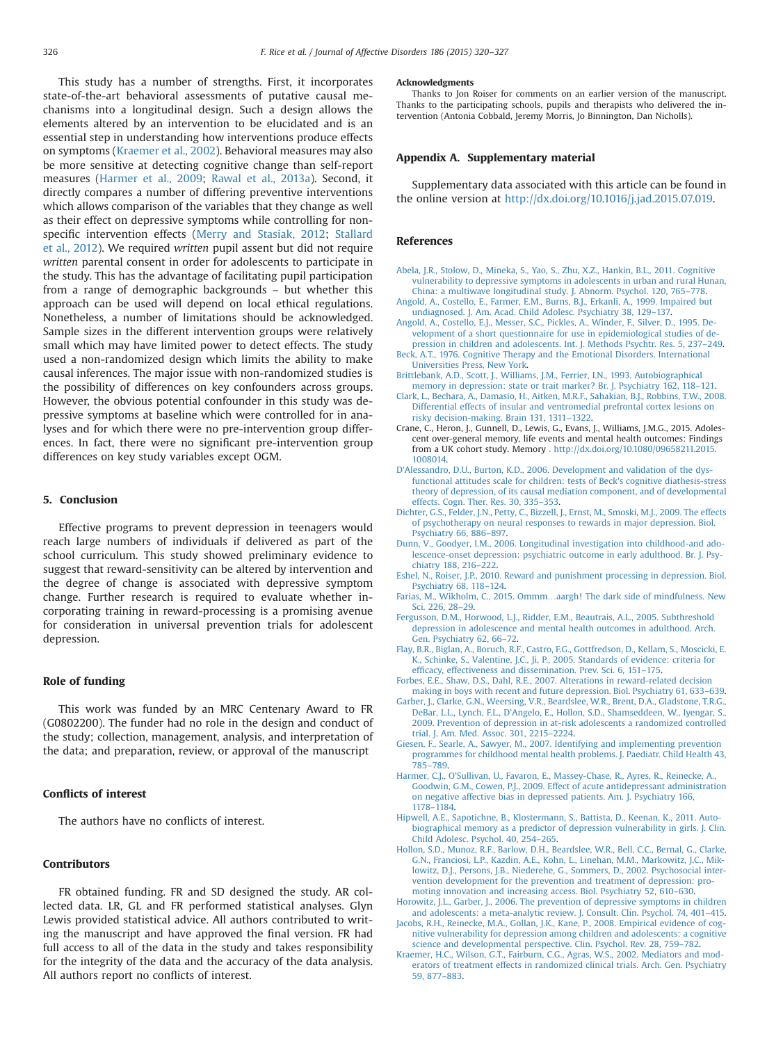This study has a number of strengths. First, it incorporates state-of-the-art behavioral assessments of putative causal mechanisms into a longitudinal design. Such a design allows the elements altered by an intervention to be elucidated and is an essential step in understanding how interventions produce effects on symptoms (Kraemer et al., 2002). Behavioral measures may also be more sensitive at detecting cognitive change than self-report measures (Harmer et al., 2009; Rawal et al., 2013a). Second, it directly compares a number of differing preventive interventions which allows comparison of the variables that they change as well as their effect on depressive symptoms while controlling for non-specific intervention effects (Merry and Stasiak, 2012; Stallard et al., 2012). We required *written* pupil assent but did not require *written* parental consent in order for adolescents to participate in the study. This has the advantage of facilitating pupil participation from a range of demographic backgrounds – but whether this approach can be used will depend on local ethical regulations. Nonetheless, a number of limitations should be acknowledged. Sample sizes in the different intervention groups were relatively small which may have limited power to detect effects. The study used a non-randomized design which limits the ability to make causal inferences. The major issue with non-randomized studies is the possibility of differences on key confounders across groups. However, the obvious potential confounder in this study was depressive symptoms at baseline which were controlled for in analyses and for which there were no pre-intervention group differences. In fact, there were no significant pre-intervention group differences on key study variables except OGM.

## 5. Conclusion

Effective programs to prevent depression in teenagers would reach large numbers of individuals if delivered as part of the school curriculum. This study showed preliminary evidence to suggest that reward-sensitivity can be altered by intervention and the degree of change is associated with depressive symptom change. Further research is required to evaluate whether incorporating training in reward-processing is a promising avenue for consideration in universal prevention trials for adolescent depression.

## Role of funding

This work was funded by an MRC Centenary Award to FR (G0802200). The funder had no role in the design and conduct of the study; collection, management, analysis, and interpretation of the data; and preparation, review, or approval of the manuscript

## Conflicts of interest

The authors have no conflicts of interest.

## Contributors

FR obtained funding. FR and SD designed the study. AR collected data. LR, GL and FR performed statistical analyses. Glyn Lewis provided statistical advice. All authors contributed to writing the manuscript and have approved the final version. FR had full access to all of the data in the study and takes responsibility for the integrity of the data and the accuracy of the data analysis. All authors report no conflicts of interest.

### Acknowledgments

Thanks to Jon Roiser for comments on an earlier version of the manuscript. Thanks to the participating schools, pupils and therapists who delivered the intervention (Antonia Cobbald, Jeremy Morris, Jo Binnington, Dan Nicholls).

## Appendix A. Supplementary material

Supplementary data associated with this article can be found in the online version at http://dx.doi.org/10.1016/j.jad.2015.07.019.

## References

Abela, J.R., Stolow, D., Mineka, S., Yao, S., Zhu, X.Z., Hankin, B.L., 2011. Cognitive vulnerability to depressive symptoms in adolescents in urban and rural Hunan, China: a multiwave longitudinal study. J. Abnorm. Psychol. 120, 765–778.

Angold, A., Costello, E., Farmer, E.M., Burns, B.J., Erkanli, A., 1999. Impaired but undiagnosed. J. Am. Acad. Child Adolesc. Psychiatry 38, 129–137.

Angold, A., Costello, E.J., Messer, S.C., Pickles, A., Winder, F., Silver, D., 1995. Development of a short questionnaire for use in epidemiological studies of depression in children and adolescents. Int. J. Methods Psychtr. Res. 5, 237–249.

Beck, A.T., 1976. Cognitive Therapy and the Emotional Disorders. International Universities Press, New York.

Brittlebank, A.D., Scott, J., Williams, J.M., Ferrier, I.N., 1993. Autobiographical memory in depression: state or trait marker? Br. J. Psychiatry 162, 118–121.

Clark, L., Bechara, A., Damasio, H., Aitken, M.R.F., Sahakian, B.J., Robbins, T.W., 2008. Differential effects of insular and ventromedial prefrontal cortex lesions on risky decision-making. Brain 131, 1311–1322.

Crane, C., Heron, J., Gunnell, D., Lewis, G., Evans, J., Williams, J.M.G., 2015. Adolescent over-general memory, life events and mental health outcomes: Findings from a UK cohort study. Memory . http://dx.doi.org/10.1080/09658211.2015.1008014.

D'Alessandro, D.U., Burton, K.D., 2006. Development and validation of the dysfunctional attitudes scale for children: tests of Beck's cognitive diathesis-stress theory of depression, of its causal mediation component, and of developmental effects. Cogn. Ther. Res. 30, 335–353.

Dichter, G.S., Felder, J.N., Petty, C., Bizzell, J., Ernst, M., Smoski, M.J., 2009. The effects of psychotherapy on neural responses to rewards in major depression. Biol. Psychiatry 66, 886–897.

Dunn, V., Goodyer, I.M., 2006. Longitudinal investigation into childhood-and adolescence-onset depression: psychiatric outcome in early adulthood. Br. J. Psychiatry 188, 216–222.

Eshel, N., Roiser, J.P., 2010. Reward and punishment processing in depression. Biol. Psychiatry 68, 118–124.

Farias, M., Wikholm, C., 2015. Ommm…aargh! The dark side of mindfulness. New Sci. 226, 28–29.

Fergusson, D.M., Horwood, L.J., Ridder, E.M., Beautrais, A.L., 2005. Subthreshold depression in adolescence and mental health outcomes in adulthood. Arch. Gen. Psychiatry 62, 66–72.

Flay, B.R., Biglan, A., Boruch, R.F., Castro, F.G., Gottfredson, D., Kellam, S., Moscicki, E. K., Schinke, S., Valentine, J.C., Ji, P., 2005. Standards of evidence: criteria for efficacy, effectiveness and dissemination. Prev. Sci. 6, 151–175.

Forbes, E.E., Shaw, D.S., Dahl, R.E., 2007. Alterations in reward-related decision making in boys with recent and future depression. Biol. Psychiatry 61, 633–639.

Garber, J., Clarke, G.N., Weersing, V.R., Beardslee, W.R., Brent, D.A., Gladstone, T.R.G., DeBar, L.L., Lynch, F.L., D'Angelo, E., Hollon, S.D., Shamseddeen, W., Iyengar, S., 2009. Prevention of depression in at-risk adolescents a randomized controlled trial. J. Am. Med. Assoc. 301, 2215–2224.

Giesen, F., Searle, A., Sawyer, M., 2007. Identifying and implementing prevention programmes for childhood mental health problems. J. Paediatr. Child Health 43, 785–789.

Harmer, C.J., O'Sullivan, U., Favaron, E., Massey-Chase, R., Ayres, R., Reinecke, A., Goodwin, G.M., Cowen, P.J., 2009. Effect of acute antidepressant administration on negative affective bias in depressed patients. Am. J. Psychiatry 166, 1178–1184.

Hipwell, A.E., Sapotichne, B., Klostermann, S., Battista, D., Keenan, K., 2011. Autobiographical memory as a predictor of depression vulnerability in girls. J. Clin. Child Adolesc. Psychol. 40, 254–265.

Hollon, S.D., Munoz, R.F., Barlow, D.H., Beardslee, W.R., Bell, C.C., Bernal, G., Clarke, G.N., Franciosi, L.P., Kazdin, A.E., Kohn, L., Linehan, M.M., Markowitz, J.C., Miklowitz, D.J., Persons, J.B., Niederehe, G., Sommers, D., 2002. Psychosocial intervention development for the prevention and treatment of depression: promoting innovation and increasing access. Biol. Psychiatry 52, 610–630.

Horowitz, J.L., Garber, J., 2006. The prevention of depressive symptoms in children and adolescents: a meta-analytic review. J. Consult. Clin. Psychol. 74, 401–415.

Jacobs, R.H., Reinecke, M.A., Gollan, J.K., Kane, P., 2008. Empirical evidence of cognitive vulnerability for depression among children and adolescents: a cognitive science and developmental perspective. Clin. Psychol. Rev. 28, 759–782.

Kraemer, H.C., Wilson, G.T., Fairburn, C.G., Agras, W.S., 2002. Mediators and moderators of treatment effects in randomized clinical trials. Arch. Gen. Psychiatry 59, 877–883.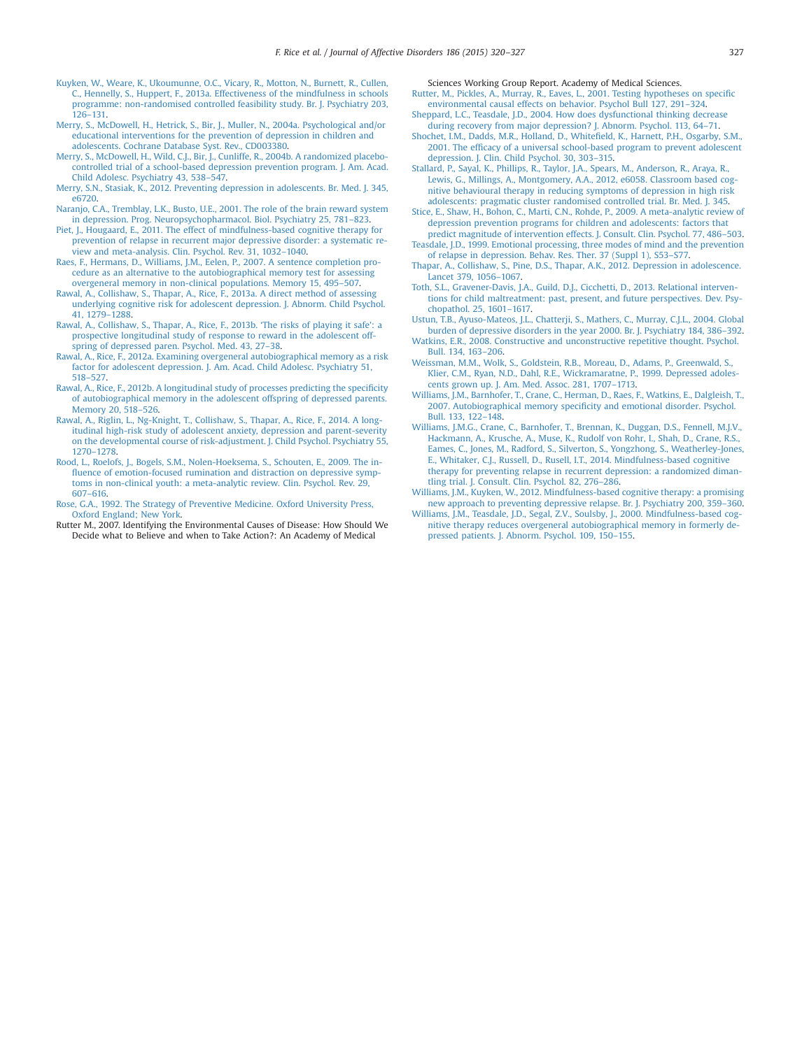Kuyken, W., Weare, K., Ukoumunne, O.C., Vicary, R., Motton, N., Burnett, R., Cullen, C., Hennelly, S., Huppert, F., 2013a. Effectiveness of the mindfulness in schools programme: non-randomised controlled feasibility study. Br. J. Psychiatry 203, 126–131.

Merry, S., McDowell, H., Hetrick, S., Bir, J., Muller, N., 2004a. Psychological and/or educational interventions for the prevention of depression in children and adolescents. Cochrane Database Syst. Rev., CD003380.

Merry, S., McDowell, H., Wild, C.J., Bir, J., Cunliffe, R., 2004b. A randomized placebo-controlled trial of a school-based depression prevention program. J. Am. Acad. Child Adolesc. Psychiatry 43, 538–547.

Merry, S.N., Stasiak, K., 2012. Preventing depression in adolescents. Br. Med. J. 345, e6720.

Naranjo, C.A., Tremblay, L.K., Busto, U.E., 2001. The role of the brain reward system in depression. Prog. Neuropsychopharmacol. Biol. Psychiatry 25, 781–823.

Piet, J., Hougaard, E., 2011. The effect of mindfulness-based cognitive therapy for prevention of relapse in recurrent major depressive disorder: a systematic review and meta-analysis. Clin. Psychol. Rev. 31, 1032–1040.

Raes, F., Hermans, D., Williams, J.M., Eelen, P., 2007. A sentence completion procedure as an alternative to the autobiographical memory test for assessing overgeneral memory in non-clinical populations. Memory 15, 495–507.

Rawal, A., Collishaw, S., Thapar, A., Rice, F., 2013a. A direct method of assessing underlying cognitive risk for adolescent depression. J. Abnorm. Child Psychol. 41, 1279–1288.

Rawal, A., Collishaw, S., Thapar, A., Rice, F., 2013b. 'The risks of playing it safe': a prospective longitudinal study of response to reward in the adolescent offspring of depressed paren. Psychol. Med. 43, 27–38.

Rawal, A., Rice, F., 2012a. Examining overgeneral autobiographical memory as a risk factor for adolescent depression. J. Am. Acad. Child Adolesc. Psychiatry 51, 518–527.

Rawal, A., Rice, F., 2012b. A longitudinal study of processes predicting the specificity of autobiographical memory in the adolescent offspring of depressed parents. Memory 20, 518–526.

Rawal, A., Riglin, L., Ng-Knight, T., Collishaw, S., Thapar, A., Rice, F., 2014. A longitudinal high-risk study of adolescent anxiety, depression and parent-severity on the developmental course of risk-adjustment. J. Child Psychol. Psychiatry 55, 1270–1278.

Rood, L., Roelofs, J., Bogels, S.M., Nolen-Hoeksema, S., Schouten, E., 2009. The influence of emotion-focused rumination and distraction on depressive symptoms in non-clinical youth: a meta-analytic review. Clin. Psychol. Rev. 29, 607–616.

Rose, G.A., 1992. The Strategy of Preventive Medicine. Oxford University Press, Oxford England; New York.

Rutter M., 2007. Identifying the Environmental Causes of Disease: How Should We Decide what to Believe and when to Take Action?: An Academy of Medical Sciences Working Group Report. Academy of Medical Sciences.

Rutter, M., Pickles, A., Murray, R., Eaves, L., 2001. Testing hypotheses on specific environmental causal effects on behavior. Psychol Bull 127, 291–324.

Sheppard, L.C., Teasdale, J.D., 2004. How does dysfunctional thinking decrease during recovery from major depression? J. Abnorm. Psychol. 113, 64–71.

Shochet, I.M., Dadds, M.R., Holland, D., Whitefield, K., Harnett, P.H., Osgarby, S.M., 2001. The efficacy of a universal school-based program to prevent adolescent depression. J. Clin. Child Psychol. 30, 303–315.

Stallard, P., Sayal, K., Phillips, R., Taylor, J.A., Spears, M., Anderson, R., Araya, R., Lewis, G., Millings, A., Montgomery, A.A., 2012, e6058. Classroom based cognitive behavioural therapy in reducing symptoms of depression in high risk adolescents: pragmatic cluster randomised controlled trial. Br. Med. J. 345.

Stice, E., Shaw, H., Bohon, C., Marti, C.N., Rohde, P., 2009. A meta-analytic review of depression prevention programs for children and adolescents: factors that predict magnitude of intervention effects. J. Consult. Clin. Psychol. 77, 486–503.

Teasdale, J.D., 1999. Emotional processing, three modes of mind and the prevention of relapse in depression. Behav. Res. Ther. 37 (Suppl 1), S53–S77.

Thapar, A., Collishaw, S., Pine, D.S., Thapar, A.K., 2012. Depression in adolescence. Lancet 379, 1056–1067.

Toth, S.L., Gravener-Davis, J.A., Guild, D.J., Cicchetti, D., 2013. Relational interventions for child maltreatment: past, present, and future perspectives. Dev. Psychopathol. 25, 1601–1617.

Ustun, T.B., Ayuso-Mateos, J.L., Chatterji, S., Mathers, C., Murray, C.J.L., 2004. Global burden of depressive disorders in the year 2000. Br. J. Psychiatry 184, 386–392.

Watkins, E.R., 2008. Constructive and unconstructive repetitive thought. Psychol. Bull. 134, 163–206.

Weissman, M.M., Wolk, S., Goldstein, R.B., Moreau, D., Adams, P., Greenwald, S., Klier, C.M., Ryan, N.D., Dahl, R.E., Wickramaratne, P., 1999. Depressed adolescents grown up. J. Am. Med. Assoc. 281, 1707–1713.

Williams, J.M., Barnhofer, T., Crane, C., Herman, D., Raes, F., Watkins, E., Dalgleish, T., 2007. Autobiographical memory specificity and emotional disorder. Psychol. Bull. 133, 122–148.

Williams, J.M.G., Crane, C., Barnhofer, T., Brennan, K., Duggan, D.S., Fennell, M.J.V., Hackmann, A., Krusche, A., Muse, K., Rudolf von Rohr, I., Shah, D., Crane, R.S., Eames, C., Jones, M., Radford, S., Silverton, S., Yongzhong, S., Weatherley-Jones, E., Whitaker, C.J., Russell, D., Rusell, I.T., 2014. Mindfulness-based cognitive therapy for preventing relapse in recurrent depression: a randomized dimantling trial. J. Consult. Clin. Psychol. 82, 276–286.

Williams, J.M., Kuyken, W., 2012. Mindfulness-based cognitive therapy: a promising new approach to preventing depressive relapse. Br. J. Psychiatry 200, 359–360.

Williams, J.M., Teasdale, J.D., Segal, Z.V., Soulsby, J., 2000. Mindfulness-based cognitive therapy reduces overgeneral autobiographical memory in formerly depressed patients. J. Abnorm. Psychol. 109, 150–155.